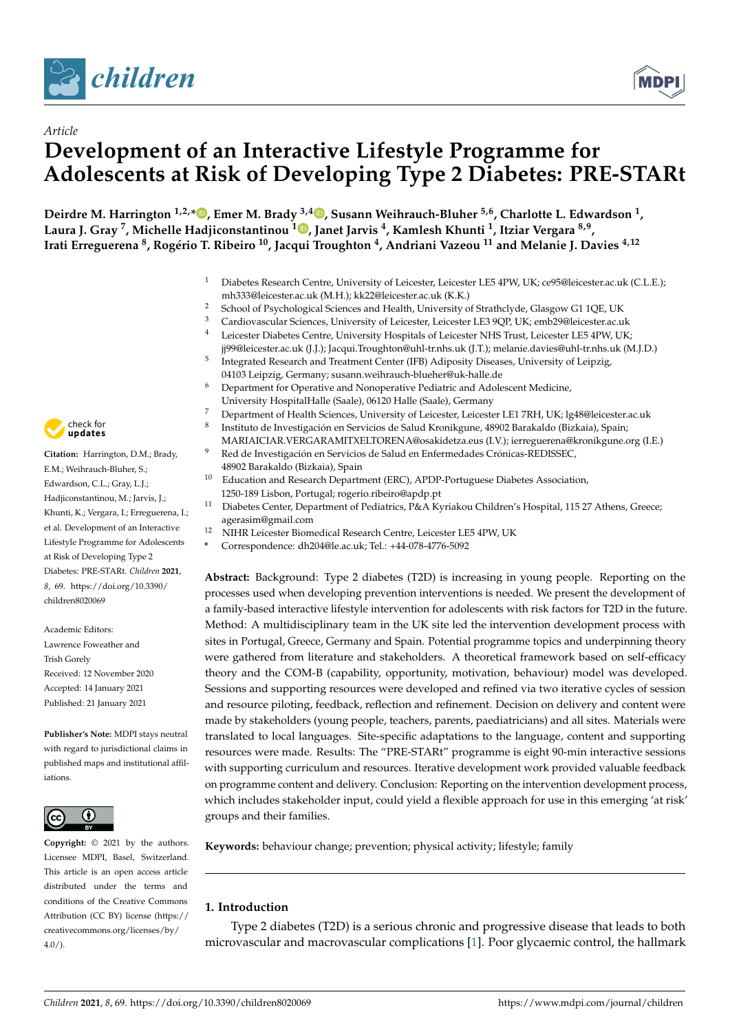*Article*

# Development of an Interactive Lifestyle Programme for Adolescents at Risk of Developing Type 2 Diabetes: PRE-STARt

**Deirdre M. Harrington [1,2,*], Emer M. Brady [3,4], Susann Weihrauch-Bluher [5,6], Charlotte L. Edwardson [1], Laura J. Gray [7], Michelle Hadjiconstantinou [1], Janet Jarvis [4], Kamlesh Khunti [1], Itziar Vergara [8,9], Irati Erreguerena [8], Rogério T. Ribeiro [10], Jacqui Troughton [4], Andriani Vazeou [11] and Melanie J. Davies [4,12]**

[1] Diabetes Research Centre, University of Leicester, Leicester LE5 4PW, UK; ce95@leicester.ac.uk (C.L.E.); mh333@leicester.ac.uk (M.H.); kk22@leicester.ac.uk (K.K.)
[2] School of Psychological Sciences and Health, University of Strathclyde, Glasgow G1 1QE, UK
[3] Cardiovascular Sciences, University of Leicester, Leicester LE3 9QP, UK; emb29@leicester.ac.uk
[4] Leicester Diabetes Centre, University Hospitals of Leicester NHS Trust, Leicester LE5 4PW, UK; jj99@leicester.ac.uk (J.J.); Jacqui.Troughton@uhl-tr.nhs.uk (J.T.); melanie.davies@uhl-tr.nhs.uk (M.J.D.)
[5] Integrated Research and Treatment Center (IFB) Adiposity Diseases, University of Leipzig, 04103 Leipzig, Germany; susann.weihrauch-blueher@uk-halle.de
[6] Department for Operative and Nonoperative Pediatric and Adolescent Medicine, University HospitalHalle (Saale), 06120 Halle (Saale), Germany
[7] Department of Health Sciences, University of Leicester, Leicester LE1 7RH, UK; lg48@leicester.ac.uk
[8] Instituto de Investigación en Servicios de Salud Kronikgune, 48902 Barakaldo (Bizkaia), Spain; MARIAICIAR.VERGARAMITXELTORENA@osakidetza.eus (I.V.); ierreguerena@kronikgune.org (I.E.)
[9] Red de Investigación en Servicios de Salud en Enfermedades Crónicas-REDISSEC, 48902 Barakaldo (Bizkaia), Spain
[10] Education and Research Department (ERC), APDP-Portuguese Diabetes Association, 1250-189 Lisbon, Portugal; rogerio.ribeiro@apdp.pt
[11] Diabetes Center, Department of Pediatrics, P&A Kyriakou Children's Hospital, 115 27 Athens, Greece; agerasim@gmail.com
[12] NIHR Leicester Biomedical Research Centre, Leicester LE5 4PW, UK
* Correspondence: dh204@le.ac.uk; Tel.: +44-078-4776-5092

**Citation:** Harrington, D.M.; Brady, E.M.; Weihrauch-Bluher, S.; Edwardson, C.L.; Gray, L.J.; Hadjiconstantinou, M.; Jarvis, J.; Khunti, K.; Vergara, I.; Erreguerena, I.; et al. Development of an Interactive Lifestyle Programme for Adolescents at Risk of Developing Type 2 Diabetes: PRE-STARt. *Children* **2021**, *8*, 69. https://doi.org/10.3390/children8020069

Academic Editors: Lawrence Foweather and Trish Gorely

Received: 12 November 2020
Accepted: 14 January 2021
Published: 21 January 2021

**Publisher's Note:** MDPI stays neutral with regard to jurisdictional claims in published maps and institutional affiliations.

**Copyright:** © 2021 by the authors. Licensee MDPI, Basel, Switzerland. This article is an open access article distributed under the terms and conditions of the Creative Commons Attribution (CC BY) license (https://creativecommons.org/licenses/by/4.0/).

**Abstract:** Background: Type 2 diabetes (T2D) is increasing in young people. Reporting on the processes used when developing prevention interventions is needed. We present the development of a family-based interactive lifestyle intervention for adolescents with risk factors for T2D in the future. Method: A multidisciplinary team in the UK site led the intervention development process with sites in Portugal, Greece, Germany and Spain. Potential programme topics and underpinning theory were gathered from literature and stakeholders. A theoretical framework based on self-efficacy theory and the COM-B (capability, opportunity, motivation, behaviour) model was developed. Sessions and supporting resources were developed and refined via two iterative cycles of session and resource piloting, feedback, reflection and refinement. Decision on delivery and content were made by stakeholders (young people, teachers, parents, paediatricians) and all sites. Materials were translated to local languages. Site-specific adaptations to the language, content and supporting resources were made. Results: The "PRE-STARt" programme is eight 90-min interactive sessions with supporting curriculum and resources. Iterative development work provided valuable feedback on programme content and delivery. Conclusion: Reporting on the intervention development process, which includes stakeholder input, could yield a flexible approach for use in this emerging 'at risk' groups and their families.

**Keywords:** behaviour change; prevention; physical activity; lifestyle; family

## 1. Introduction

Type 2 diabetes (T2D) is a serious chronic and progressive disease that leads to both microvascular and macrovascular complications [1]. Poor glycaemic control, the hallmark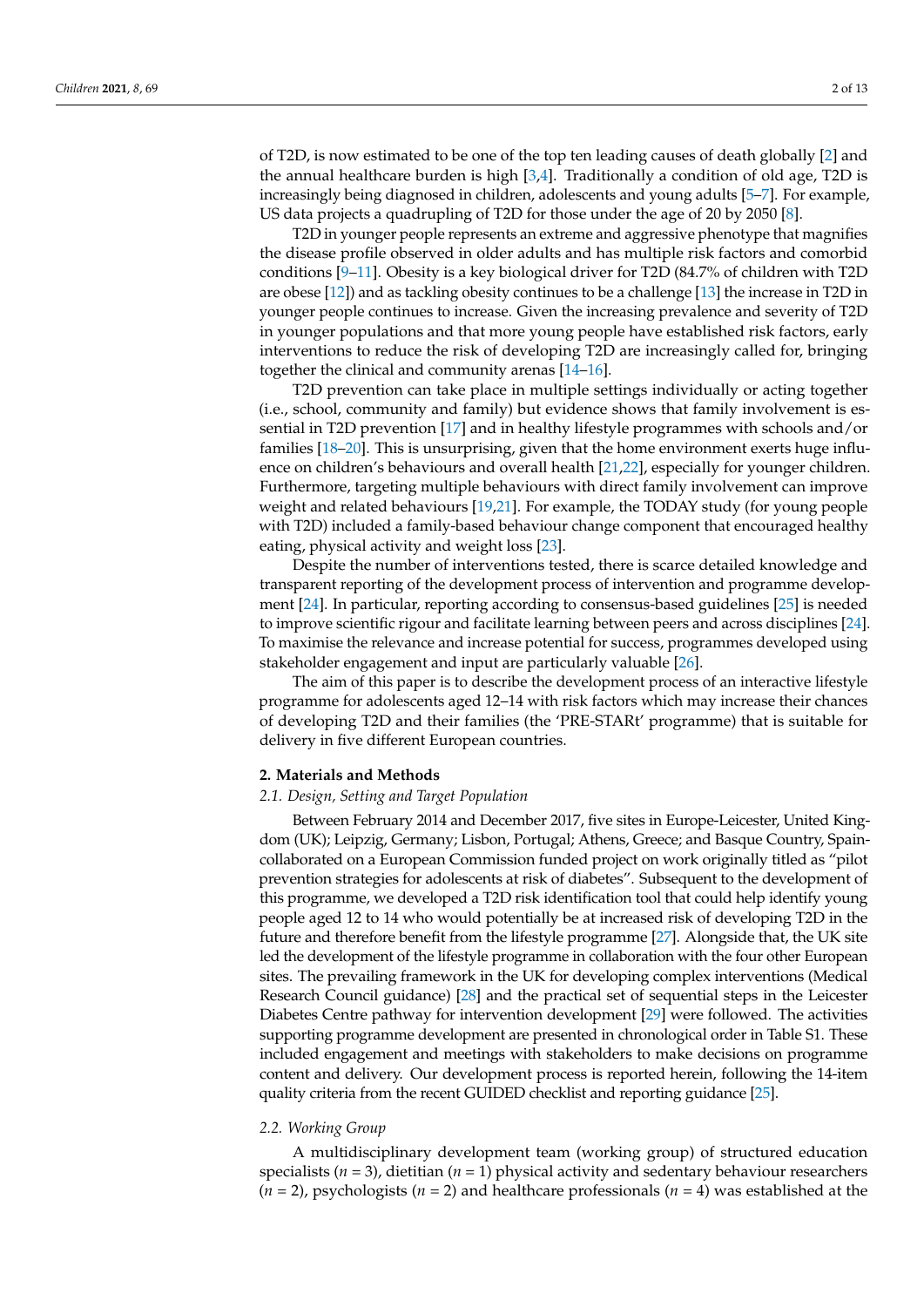of T2D, is now estimated to be one of the top ten leading causes of death globally [2] and the annual healthcare burden is high [3,4]. Traditionally a condition of old age, T2D is increasingly being diagnosed in children, adolescents and young adults [5–7]. For example, US data projects a quadrupling of T2D for those under the age of 20 by 2050 [8].

T2D in younger people represents an extreme and aggressive phenotype that magnifies the disease profile observed in older adults and has multiple risk factors and comorbid conditions [9–11]. Obesity is a key biological driver for T2D (84.7% of children with T2D are obese [12]) and as tackling obesity continues to be a challenge [13] the increase in T2D in younger people continues to increase. Given the increasing prevalence and severity of T2D in younger populations and that more young people have established risk factors, early interventions to reduce the risk of developing T2D are increasingly called for, bringing together the clinical and community arenas [14–16].

T2D prevention can take place in multiple settings individually or acting together (i.e., school, community and family) but evidence shows that family involvement is essential in T2D prevention [17] and in healthy lifestyle programmes with schools and/or families [18–20]. This is unsurprising, given that the home environment exerts huge influence on children's behaviours and overall health [21,22], especially for younger children. Furthermore, targeting multiple behaviours with direct family involvement can improve weight and related behaviours [19,21]. For example, the TODAY study (for young people with T2D) included a family-based behaviour change component that encouraged healthy eating, physical activity and weight loss [23].

Despite the number of interventions tested, there is scarce detailed knowledge and transparent reporting of the development process of intervention and programme development [24]. In particular, reporting according to consensus-based guidelines [25] is needed to improve scientific rigour and facilitate learning between peers and across disciplines [24]. To maximise the relevance and increase potential for success, programmes developed using stakeholder engagement and input are particularly valuable [26].

The aim of this paper is to describe the development process of an interactive lifestyle programme for adolescents aged 12–14 with risk factors which may increase their chances of developing T2D and their families (the 'PRE-STARt' programme) that is suitable for delivery in five different European countries.

## 2. Materials and Methods

### 2.1. Design, Setting and Target Population

Between February 2014 and December 2017, five sites in Europe-Leicester, United Kingdom (UK); Leipzig, Germany; Lisbon, Portugal; Athens, Greece; and Basque Country, Spain-collaborated on a European Commission funded project on work originally titled as "pilot prevention strategies for adolescents at risk of diabetes". Subsequent to the development of this programme, we developed a T2D risk identification tool that could help identify young people aged 12 to 14 who would potentially be at increased risk of developing T2D in the future and therefore benefit from the lifestyle programme [27]. Alongside that, the UK site led the development of the lifestyle programme in collaboration with the four other European sites. The prevailing framework in the UK for developing complex interventions (Medical Research Council guidance) [28] and the practical set of sequential steps in the Leicester Diabetes Centre pathway for intervention development [29] were followed. The activities supporting programme development are presented in chronological order in Table S1. These included engagement and meetings with stakeholders to make decisions on programme content and delivery. Our development process is reported herein, following the 14-item quality criteria from the recent GUIDED checklist and reporting guidance [25].

### 2.2. Working Group

A multidisciplinary development team (working group) of structured education specialists ($n$ = 3), dietitian ($n$ = 1) physical activity and sedentary behaviour researchers ($n$ = 2), psychologists ($n$ = 2) and healthcare professionals ($n$ = 4) was established at the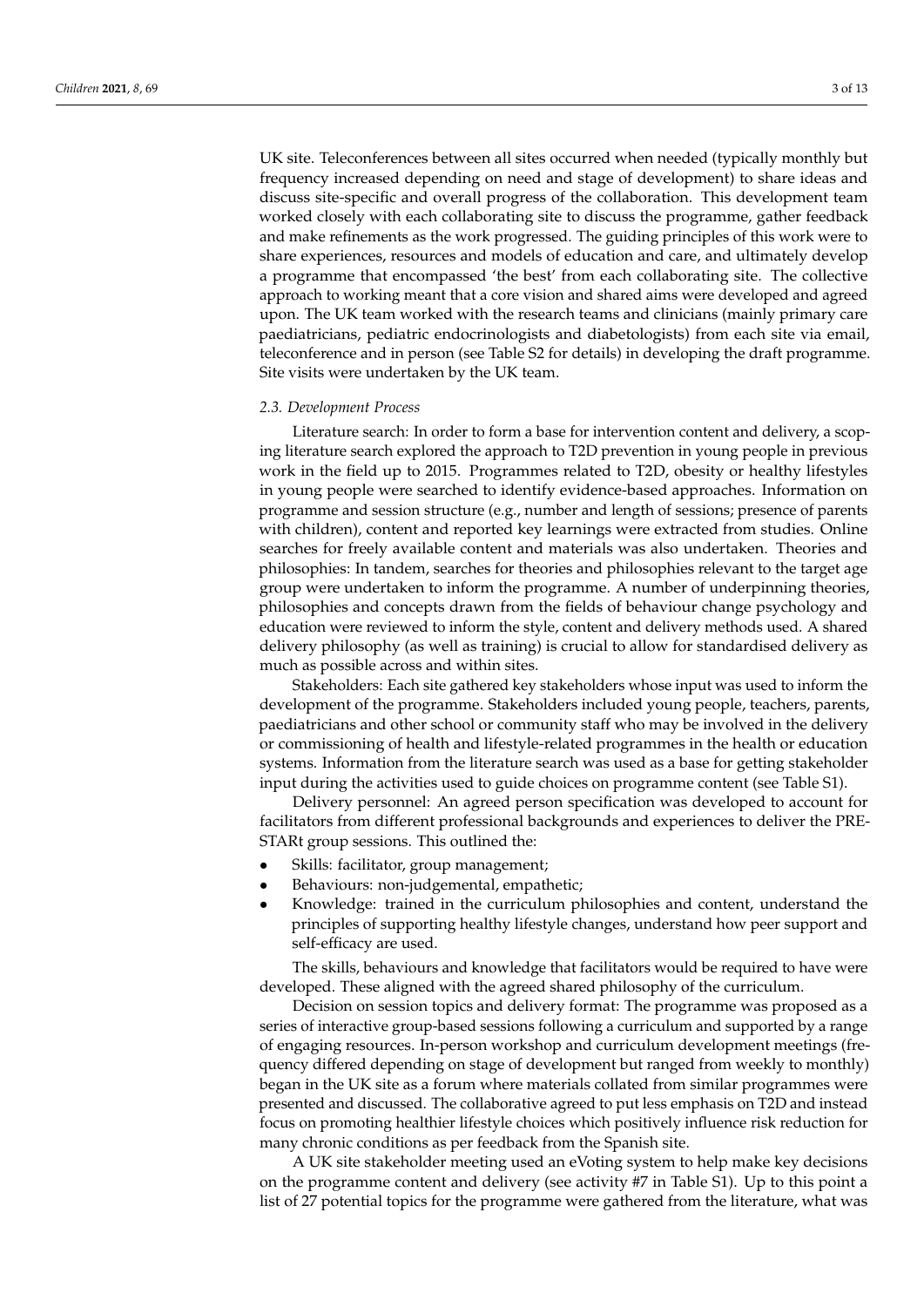UK site. Teleconferences between all sites occurred when needed (typically monthly but frequency increased depending on need and stage of development) to share ideas and discuss site-specific and overall progress of the collaboration. This development team worked closely with each collaborating site to discuss the programme, gather feedback and make refinements as the work progressed. The guiding principles of this work were to share experiences, resources and models of education and care, and ultimately develop a programme that encompassed 'the best' from each collaborating site. The collective approach to working meant that a core vision and shared aims were developed and agreed upon. The UK team worked with the research teams and clinicians (mainly primary care paediatricians, pediatric endocrinologists and diabetologists) from each site via email, teleconference and in person (see Table S2 for details) in developing the draft programme. Site visits were undertaken by the UK team.

### *2.3. Development Process*

Literature search: In order to form a base for intervention content and delivery, a scoping literature search explored the approach to T2D prevention in young people in previous work in the field up to 2015. Programmes related to T2D, obesity or healthy lifestyles in young people were searched to identify evidence-based approaches. Information on programme and session structure (e.g., number and length of sessions; presence of parents with children), content and reported key learnings were extracted from studies. Online searches for freely available content and materials was also undertaken. Theories and philosophies: In tandem, searches for theories and philosophies relevant to the target age group were undertaken to inform the programme. A number of underpinning theories, philosophies and concepts drawn from the fields of behaviour change psychology and education were reviewed to inform the style, content and delivery methods used. A shared delivery philosophy (as well as training) is crucial to allow for standardised delivery as much as possible across and within sites.

Stakeholders: Each site gathered key stakeholders whose input was used to inform the development of the programme. Stakeholders included young people, teachers, parents, paediatricians and other school or community staff who may be involved in the delivery or commissioning of health and lifestyle-related programmes in the health or education systems. Information from the literature search was used as a base for getting stakeholder input during the activities used to guide choices on programme content (see Table S1).

Delivery personnel: An agreed person specification was developed to account for facilitators from different professional backgrounds and experiences to deliver the PRE-STARt group sessions. This outlined the:

- Skills: facilitator, group management;
- Behaviours: non-judgemental, empathetic;
- Knowledge: trained in the curriculum philosophies and content, understand the principles of supporting healthy lifestyle changes, understand how peer support and self-efficacy are used.

The skills, behaviours and knowledge that facilitators would be required to have were developed. These aligned with the agreed shared philosophy of the curriculum.

Decision on session topics and delivery format: The programme was proposed as a series of interactive group-based sessions following a curriculum and supported by a range of engaging resources. In-person workshop and curriculum development meetings (frequency differed depending on stage of development but ranged from weekly to monthly) began in the UK site as a forum where materials collated from similar programmes were presented and discussed. The collaborative agreed to put less emphasis on T2D and instead focus on promoting healthier lifestyle choices which positively influence risk reduction for many chronic conditions as per feedback from the Spanish site.

A UK site stakeholder meeting used an eVoting system to help make key decisions on the programme content and delivery (see activity #7 in Table S1). Up to this point a list of 27 potential topics for the programme were gathered from the literature, what was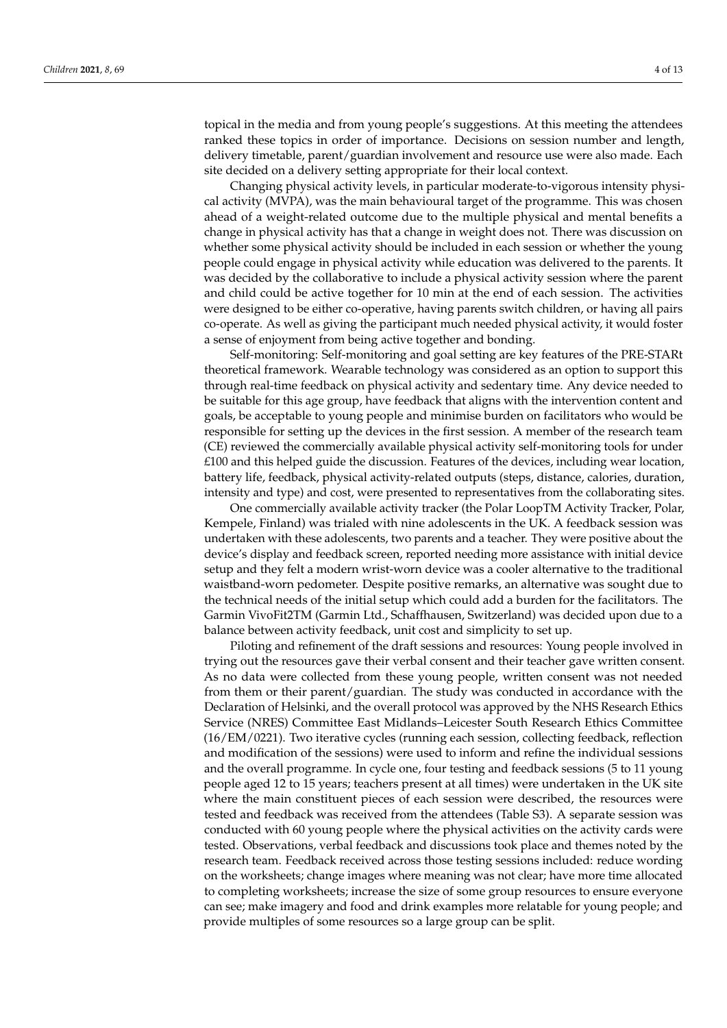topical in the media and from young people's suggestions. At this meeting the attendees ranked these topics in order of importance. Decisions on session number and length, delivery timetable, parent/guardian involvement and resource use were also made. Each site decided on a delivery setting appropriate for their local context.

Changing physical activity levels, in particular moderate-to-vigorous intensity physical activity (MVPA), was the main behavioural target of the programme. This was chosen ahead of a weight-related outcome due to the multiple physical and mental benefits a change in physical activity has that a change in weight does not. There was discussion on whether some physical activity should be included in each session or whether the young people could engage in physical activity while education was delivered to the parents. It was decided by the collaborative to include a physical activity session where the parent and child could be active together for 10 min at the end of each session. The activities were designed to be either co-operative, having parents switch children, or having all pairs co-operate. As well as giving the participant much needed physical activity, it would foster a sense of enjoyment from being active together and bonding.

Self-monitoring: Self-monitoring and goal setting are key features of the PRE-STARt theoretical framework. Wearable technology was considered as an option to support this through real-time feedback on physical activity and sedentary time. Any device needed to be suitable for this age group, have feedback that aligns with the intervention content and goals, be acceptable to young people and minimise burden on facilitators who would be responsible for setting up the devices in the first session. A member of the research team (CE) reviewed the commercially available physical activity self-monitoring tools for under £100 and this helped guide the discussion. Features of the devices, including wear location, battery life, feedback, physical activity-related outputs (steps, distance, calories, duration, intensity and type) and cost, were presented to representatives from the collaborating sites.

One commercially available activity tracker (the Polar LoopTM Activity Tracker, Polar, Kempele, Finland) was trialed with nine adolescents in the UK. A feedback session was undertaken with these adolescents, two parents and a teacher. They were positive about the device's display and feedback screen, reported needing more assistance with initial device setup and they felt a modern wrist-worn device was a cooler alternative to the traditional waistband-worn pedometer. Despite positive remarks, an alternative was sought due to the technical needs of the initial setup which could add a burden for the facilitators. The Garmin VivoFit2TM (Garmin Ltd., Schaffhausen, Switzerland) was decided upon due to a balance between activity feedback, unit cost and simplicity to set up.

Piloting and refinement of the draft sessions and resources: Young people involved in trying out the resources gave their verbal consent and their teacher gave written consent. As no data were collected from these young people, written consent was not needed from them or their parent/guardian. The study was conducted in accordance with the Declaration of Helsinki, and the overall protocol was approved by the NHS Research Ethics Service (NRES) Committee East Midlands–Leicester South Research Ethics Committee (16/EM/0221). Two iterative cycles (running each session, collecting feedback, reflection and modification of the sessions) were used to inform and refine the individual sessions and the overall programme. In cycle one, four testing and feedback sessions (5 to 11 young people aged 12 to 15 years; teachers present at all times) were undertaken in the UK site where the main constituent pieces of each session were described, the resources were tested and feedback was received from the attendees (Table S3). A separate session was conducted with 60 young people where the physical activities on the activity cards were tested. Observations, verbal feedback and discussions took place and themes noted by the research team. Feedback received across those testing sessions included: reduce wording on the worksheets; change images where meaning was not clear; have more time allocated to completing worksheets; increase the size of some group resources to ensure everyone can see; make imagery and food and drink examples more relatable for young people; and provide multiples of some resources so a large group can be split.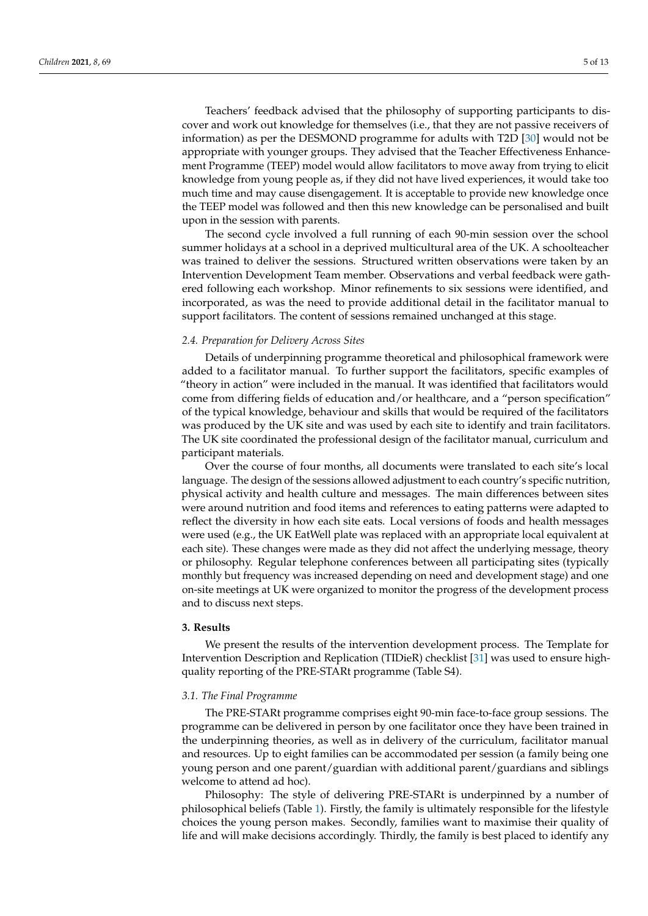Teachers' feedback advised that the philosophy of supporting participants to discover and work out knowledge for themselves (i.e., that they are not passive receivers of information) as per the DESMOND programme for adults with T2D [30] would not be appropriate with younger groups. They advised that the Teacher Effectiveness Enhancement Programme (TEEP) model would allow facilitators to move away from trying to elicit knowledge from young people as, if they did not have lived experiences, it would take too much time and may cause disengagement. It is acceptable to provide new knowledge once the TEEP model was followed and then this new knowledge can be personalised and built upon in the session with parents.

The second cycle involved a full running of each 90-min session over the school summer holidays at a school in a deprived multicultural area of the UK. A schoolteacher was trained to deliver the sessions. Structured written observations were taken by an Intervention Development Team member. Observations and verbal feedback were gathered following each workshop. Minor refinements to six sessions were identified, and incorporated, as was the need to provide additional detail in the facilitator manual to support facilitators. The content of sessions remained unchanged at this stage.

### *2.4. Preparation for Delivery Across Sites*

Details of underpinning programme theoretical and philosophical framework were added to a facilitator manual. To further support the facilitators, specific examples of "theory in action" were included in the manual. It was identified that facilitators would come from differing fields of education and/or healthcare, and a "person specification" of the typical knowledge, behaviour and skills that would be required of the facilitators was produced by the UK site and was used by each site to identify and train facilitators. The UK site coordinated the professional design of the facilitator manual, curriculum and participant materials.

Over the course of four months, all documents were translated to each site's local language. The design of the sessions allowed adjustment to each country's specific nutrition, physical activity and health culture and messages. The main differences between sites were around nutrition and food items and references to eating patterns were adapted to reflect the diversity in how each site eats. Local versions of foods and health messages were used (e.g., the UK EatWell plate was replaced with an appropriate local equivalent at each site). These changes were made as they did not affect the underlying message, theory or philosophy. Regular telephone conferences between all participating sites (typically monthly but frequency was increased depending on need and development stage) and one on-site meetings at UK were organized to monitor the progress of the development process and to discuss next steps.

## **3. Results**

We present the results of the intervention development process. The Template for Intervention Description and Replication (TIDieR) checklist [31] was used to ensure high-quality reporting of the PRE-STARt programme (Table S4).

### *3.1. The Final Programme*

The PRE-STARt programme comprises eight 90-min face-to-face group sessions. The programme can be delivered in person by one facilitator once they have been trained in the underpinning theories, as well as in delivery of the curriculum, facilitator manual and resources. Up to eight families can be accommodated per session (a family being one young person and one parent/guardian with additional parent/guardians and siblings welcome to attend ad hoc).

Philosophy: The style of delivering PRE-STARt is underpinned by a number of philosophical beliefs (Table 1). Firstly, the family is ultimately responsible for the lifestyle choices the young person makes. Secondly, families want to maximise their quality of life and will make decisions accordingly. Thirdly, the family is best placed to identify any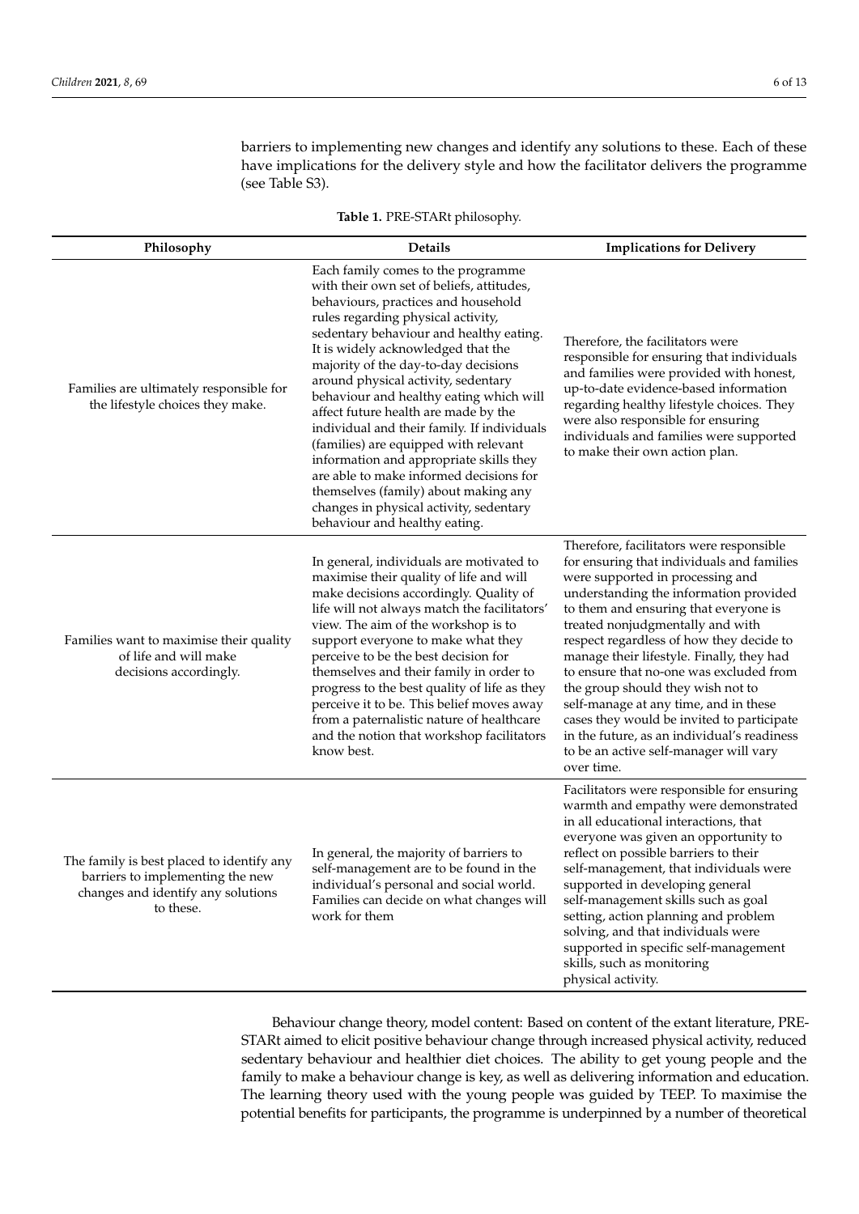barriers to implementing new changes and identify any solutions to these. Each of these have implications for the delivery style and how the facilitator delivers the programme (see Table S3).

**Table 1.** PRE-STARt philosophy.

| Philosophy | Details | Implications for Delivery |
| --- | --- | --- |
| Families are ultimately responsible for the lifestyle choices they make. | Each family comes to the programme with their own set of beliefs, attitudes, behaviours, practices and household rules regarding physical activity, sedentary behaviour and healthy eating. It is widely acknowledged that the majority of the day-to-day decisions around physical activity, sedentary behaviour and healthy eating which will affect future health are made by the individual and their family. If individuals (families) are equipped with relevant information and appropriate skills they are able to make informed decisions for themselves (family) about making any changes in physical activity, sedentary behaviour and healthy eating. | Therefore, the facilitators were responsible for ensuring that individuals and families were provided with honest, up-to-date evidence-based information regarding healthy lifestyle choices. They were also responsible for ensuring individuals and families were supported to make their own action plan. |
| Families want to maximise their quality of life and will make decisions accordingly. | In general, individuals are motivated to maximise their quality of life and will make decisions accordingly. Quality of life will not always match the facilitators' view. The aim of the workshop is to support everyone to make what they perceive to be the best decision for themselves and their family in order to progress to the best quality of life as they perceive it to be. This belief moves away from a paternalistic nature of healthcare and the notion that workshop facilitators know best. | Therefore, facilitators were responsible for ensuring that individuals and families were supported in processing and understanding the information provided to them and ensuring that everyone is treated nonjudgmentally and with respect regardless of how they decide to manage their lifestyle. Finally, they had to ensure that no-one was excluded from the group should they wish not to self-manage at any time, and in these cases they would be invited to participate in the future, as an individual's readiness to be an active self-manager will vary over time. |
| The family is best placed to identify any barriers to implementing the new changes and identify any solutions to these. | In general, the majority of barriers to self-management are to be found in the individual's personal and social world. Families can decide on what changes will work for them | Facilitators were responsible for ensuring warmth and empathy were demonstrated in all educational interactions, that everyone was given an opportunity to reflect on possible barriers to their self-management, that individuals were supported in developing general self-management skills such as goal setting, action planning and problem solving, and that individuals were supported in specific self-management skills, such as monitoring physical activity. |

Behaviour change theory, model content: Based on content of the extant literature, PRE-STARt aimed to elicit positive behaviour change through increased physical activity, reduced sedentary behaviour and healthier diet choices. The ability to get young people and the family to make a behaviour change is key, as well as delivering information and education. The learning theory used with the young people was guided by TEEP. To maximise the potential benefits for participants, the programme is underpinned by a number of theoretical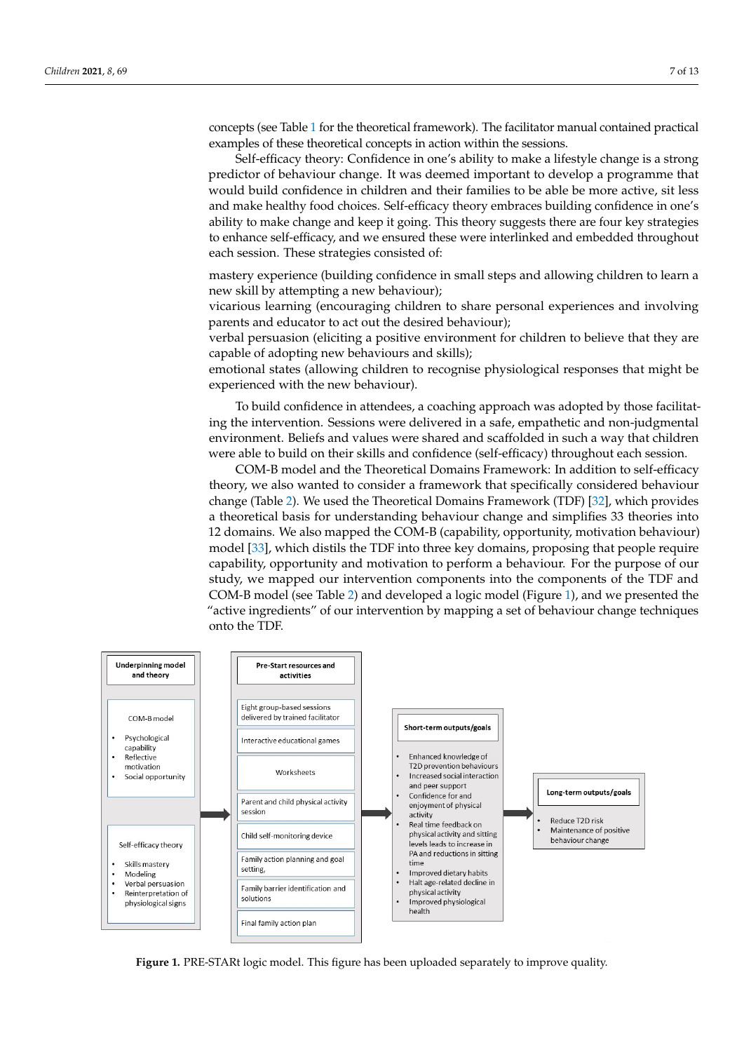concepts (see Table 1 for the theoretical framework). The facilitator manual contained practical examples of these theoretical concepts in action within the sessions.

Self-efficacy theory: Confidence in one's ability to make a lifestyle change is a strong predictor of behaviour change. It was deemed important to develop a programme that would build confidence in children and their families to be able be more active, sit less and make healthy food choices. Self-efficacy theory embraces building confidence in one's ability to make change and keep it going. This theory suggests there are four key strategies to enhance self-efficacy, and we ensured these were interlinked and embedded throughout each session. These strategies consisted of:

mastery experience (building confidence in small steps and allowing children to learn a new skill by attempting a new behaviour);
vicarious learning (encouraging children to share personal experiences and involving parents and educator to act out the desired behaviour);
verbal persuasion (eliciting a positive environment for children to believe that they are capable of adopting new behaviours and skills);
emotional states (allowing children to recognise physiological responses that might be experienced with the new behaviour).

To build confidence in attendees, a coaching approach was adopted by those facilitating the intervention. Sessions were delivered in a safe, empathetic and non-judgmental environment. Beliefs and values were shared and scaffolded in such a way that children were able to build on their skills and confidence (self-efficacy) throughout each session.

COM-B model and the Theoretical Domains Framework: In addition to self-efficacy theory, we also wanted to consider a framework that specifically considered behaviour change (Table 2). We used the Theoretical Domains Framework (TDF) [32], which provides a theoretical basis for understanding behaviour change and simplifies 33 theories into 12 domains. We also mapped the COM-B (capability, opportunity, motivation behaviour) model [33], which distils the TDF into three key domains, proposing that people require capability, opportunity and motivation to perform a behaviour. For the purpose of our study, we mapped our intervention components into the components of the TDF and COM-B model (see Table 2) and developed a logic model (Figure 1), and we presented the "active ingredients" of our intervention by mapping a set of behaviour change techniques onto the TDF.

**Underpinning model and theory**

COM-B model
- Psychological capability
- Reflective motivation
- Social opportunity

Self-efficacy theory
- Skills mastery
- Modeling
- Verbal persuasion
- Reinterpretation of physiological signs

**Pre-Start resources and activities**

- Eight group-based sessions delivered by trained facilitator
- Interactive educational games
- Worksheets
- Parent and child physical activity session
- Child self-monitoring device
- Family action planning and goal setting,
- Family barrier identification and solutions
- Final family action plan

**Short-term outputs/goals**

- Enhanced knowledge of T2D prevention behaviours
- Increased social interaction and peer support
- Confidence for and enjoyment of physical activity
- Real time feedback on physical activity and sitting levels leads to increase in PA and reductions in sitting time
- Improved dietary habits
- Halt age-related decline in physical activity
- Improved physiological health

**Long-term outputs/goals**

- Reduce T2D risk
- Maintenance of positive behaviour change

**Figure 1.** PRE-STARt logic model. This figure has been uploaded separately to improve quality.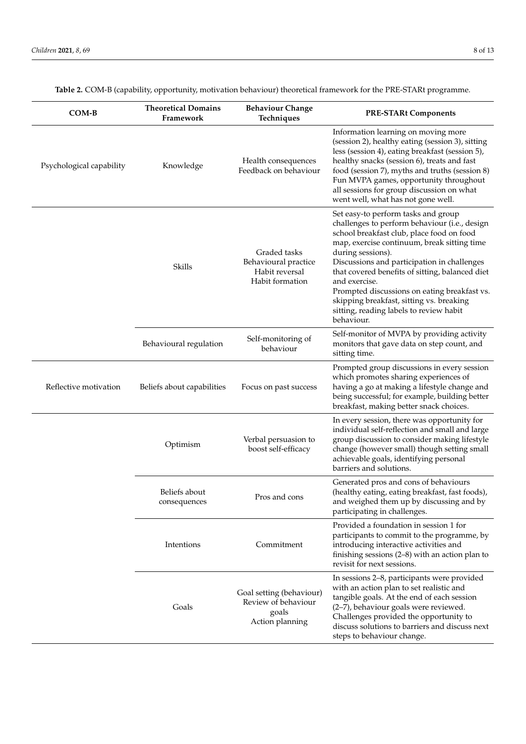**Table 2.** COM-B (capability, opportunity, motivation behaviour) theoretical framework for the PRE-STARt programme.

| COM-B | Theoretical Domains Framework | Behaviour Change Techniques | PRE-STARt Components |
| --- | --- | --- | --- |
| Psychological capability | Knowledge | Health consequences Feedback on behaviour | Information learning on moving more (session 2), healthy eating (session 3), sitting less (session 4), eating breakfast (session 5), healthy snacks (session 6), treats and fast food (session 7), myths and truths (session 8) Fun MVPA games, opportunity throughout all sessions for group discussion on what went well, what has not gone well. |
| | Skills | Graded tasks Behavioural practice Habit reversal Habit formation | Set easy-to perform tasks and group challenges to perform behaviour (i.e., design school breakfast club, place food on food map, exercise continuum, break sitting time during sessions). Discussions and participation in challenges that covered benefits of sitting, balanced diet and exercise. Prompted discussions on eating breakfast vs. skipping breakfast, sitting vs. breaking sitting, reading labels to review habit behaviour. |
| | Behavioural regulation | Self-monitoring of behaviour | Self-monitor of MVPA by providing activity monitors that gave data on step count, and sitting time. |
| Reflective motivation | Beliefs about capabilities | Focus on past success | Prompted group discussions in every session which promotes sharing experiences of having a go at making a lifestyle change and being successful; for example, building better breakfast, making better snack choices. |
| | Optimism | Verbal persuasion to boost self-efficacy | In every session, there was opportunity for individual self-reflection and small and large group discussion to consider making lifestyle change (however small) though setting small achievable goals, identifying personal barriers and solutions. |
| | Beliefs about consequences | Pros and cons | Generated pros and cons of behaviours (healthy eating, eating breakfast, fast foods), and weighed them up by discussing and by participating in challenges. |
| | Intentions | Commitment | Provided a foundation in session 1 for participants to commit to the programme, by introducing interactive activities and finishing sessions (2–8) with an action plan to revisit for next sessions. |
| | Goals | Goal setting (behaviour) Review of behaviour goals Action planning | In sessions 2–8, participants were provided with an action plan to set realistic and tangible goals. At the end of each session (2–7), behaviour goals were reviewed. Challenges provided the opportunity to discuss solutions to barriers and discuss next steps to behaviour change. |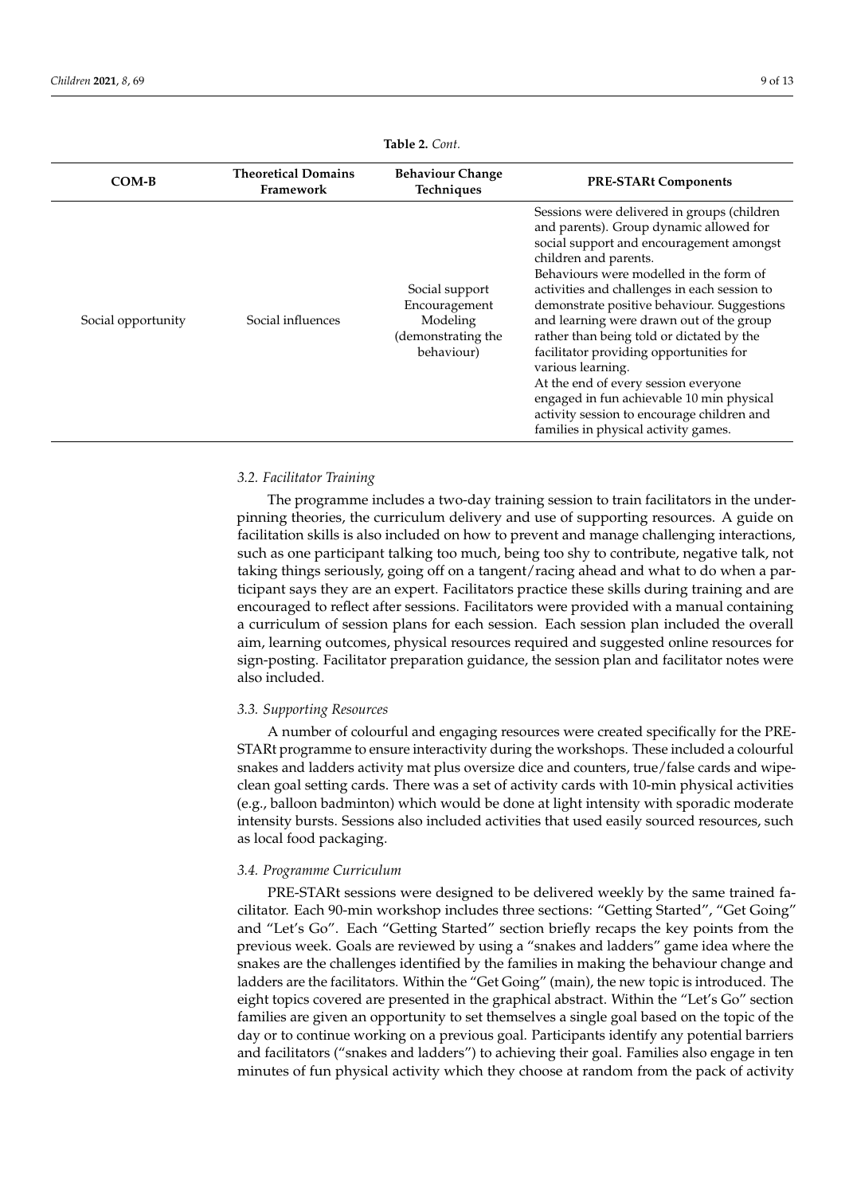**Table 2.** *Cont.*

| COM-B | Theoretical Domains Framework | Behaviour Change Techniques | PRE-STARt Components |
|---|---|---|---|
| Social opportunity | Social influences | Social support Encouragement Modeling (demonstrating the behaviour) | Sessions were delivered in groups (children and parents). Group dynamic allowed for social support and encouragement amongst children and parents. Behaviours were modelled in the form of activities and challenges in each session to demonstrate positive behaviour. Suggestions and learning were drawn out of the group rather than being told or dictated by the facilitator providing opportunities for various learning. At the end of every session everyone engaged in fun achievable 10 min physical activity session to encourage children and families in physical activity games. |

### *3.2. Facilitator Training*

The programme includes a two-day training session to train facilitators in the underpinning theories, the curriculum delivery and use of supporting resources. A guide on facilitation skills is also included on how to prevent and manage challenging interactions, such as one participant talking too much, being too shy to contribute, negative talk, not taking things seriously, going off on a tangent/racing ahead and what to do when a participant says they are an expert. Facilitators practice these skills during training and are encouraged to reflect after sessions. Facilitators were provided with a manual containing a curriculum of session plans for each session. Each session plan included the overall aim, learning outcomes, physical resources required and suggested online resources for sign-posting. Facilitator preparation guidance, the session plan and facilitator notes were also included.

### *3.3. Supporting Resources*

A number of colourful and engaging resources were created specifically for the PRE-STARt programme to ensure interactivity during the workshops. These included a colourful snakes and ladders activity mat plus oversize dice and counters, true/false cards and wipe-clean goal setting cards. There was a set of activity cards with 10-min physical activities (e.g., balloon badminton) which would be done at light intensity with sporadic moderate intensity bursts. Sessions also included activities that used easily sourced resources, such as local food packaging.

### *3.4. Programme Curriculum*

PRE-STARt sessions were designed to be delivered weekly by the same trained facilitator. Each 90-min workshop includes three sections: "Getting Started", "Get Going" and "Let's Go". Each "Getting Started" section briefly recaps the key points from the previous week. Goals are reviewed by using a "snakes and ladders" game idea where the snakes are the challenges identified by the families in making the behaviour change and ladders are the facilitators. Within the "Get Going" (main), the new topic is introduced. The eight topics covered are presented in the graphical abstract. Within the "Let's Go" section families are given an opportunity to set themselves a single goal based on the topic of the day or to continue working on a previous goal. Participants identify any potential barriers and facilitators ("snakes and ladders") to achieving their goal. Families also engage in ten minutes of fun physical activity which they choose at random from the pack of activity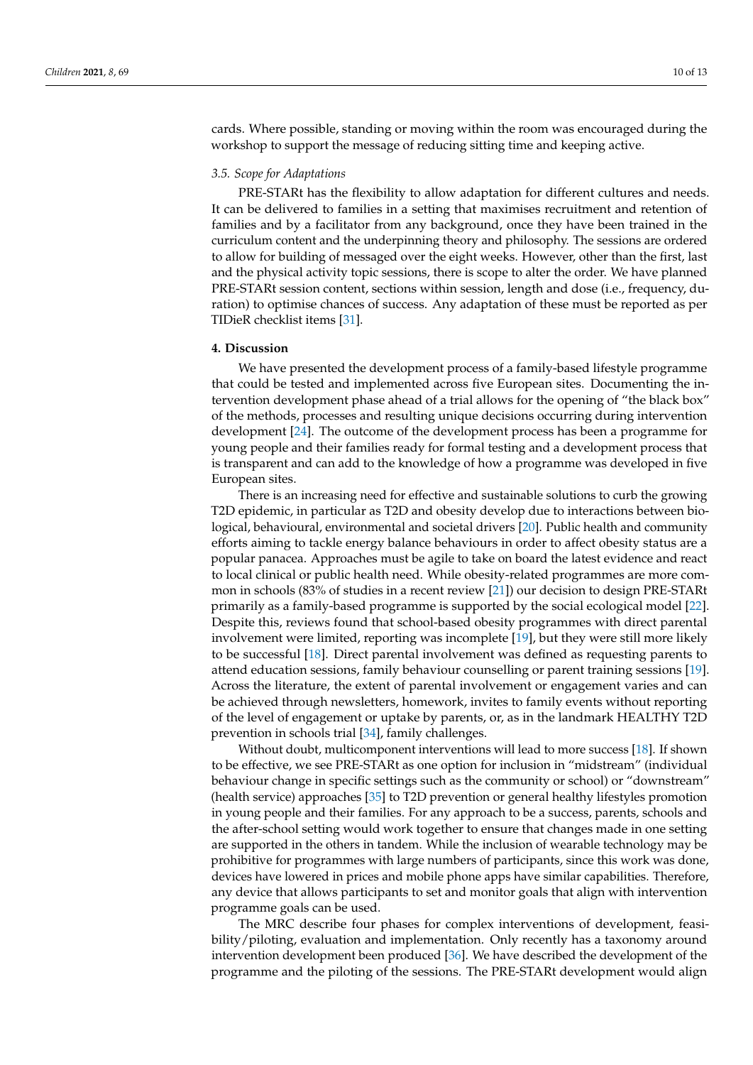cards. Where possible, standing or moving within the room was encouraged during the workshop to support the message of reducing sitting time and keeping active.

### 3.5. Scope for Adaptations

PRE-STARt has the flexibility to allow adaptation for different cultures and needs. It can be delivered to families in a setting that maximises recruitment and retention of families and by a facilitator from any background, once they have been trained in the curriculum content and the underpinning theory and philosophy. The sessions are ordered to allow for building of messaged over the eight weeks. However, other than the first, last and the physical activity topic sessions, there is scope to alter the order. We have planned PRE-STARt session content, sections within session, length and dose (i.e., frequency, duration) to optimise chances of success. Any adaptation of these must be reported as per TIDieR checklist items [31].

## 4. Discussion

We have presented the development process of a family-based lifestyle programme that could be tested and implemented across five European sites. Documenting the intervention development phase ahead of a trial allows for the opening of "the black box" of the methods, processes and resulting unique decisions occurring during intervention development [24]. The outcome of the development process has been a programme for young people and their families ready for formal testing and a development process that is transparent and can add to the knowledge of how a programme was developed in five European sites.

There is an increasing need for effective and sustainable solutions to curb the growing T2D epidemic, in particular as T2D and obesity develop due to interactions between biological, behavioural, environmental and societal drivers [20]. Public health and community efforts aiming to tackle energy balance behaviours in order to affect obesity status are a popular panacea. Approaches must be agile to take on board the latest evidence and react to local clinical or public health need. While obesity-related programmes are more common in schools (83% of studies in a recent review [21]) our decision to design PRE-STARt primarily as a family-based programme is supported by the social ecological model [22]. Despite this, reviews found that school-based obesity programmes with direct parental involvement were limited, reporting was incomplete [19], but they were still more likely to be successful [18]. Direct parental involvement was defined as requesting parents to attend education sessions, family behaviour counselling or parent training sessions [19]. Across the literature, the extent of parental involvement or engagement varies and can be achieved through newsletters, homework, invites to family events without reporting of the level of engagement or uptake by parents, or, as in the landmark HEALTHY T2D prevention in schools trial [34], family challenges.

Without doubt, multicomponent interventions will lead to more success [18]. If shown to be effective, we see PRE-STARt as one option for inclusion in "midstream" (individual behaviour change in specific settings such as the community or school) or "downstream" (health service) approaches [35] to T2D prevention or general healthy lifestyles promotion in young people and their families. For any approach to be a success, parents, schools and the after-school setting would work together to ensure that changes made in one setting are supported in the others in tandem. While the inclusion of wearable technology may be prohibitive for programmes with large numbers of participants, since this work was done, devices have lowered in prices and mobile phone apps have similar capabilities. Therefore, any device that allows participants to set and monitor goals that align with intervention programme goals can be used.

The MRC describe four phases for complex interventions of development, feasibility/piloting, evaluation and implementation. Only recently has a taxonomy around intervention development been produced [36]. We have described the development of the programme and the piloting of the sessions. The PRE-STARt development would align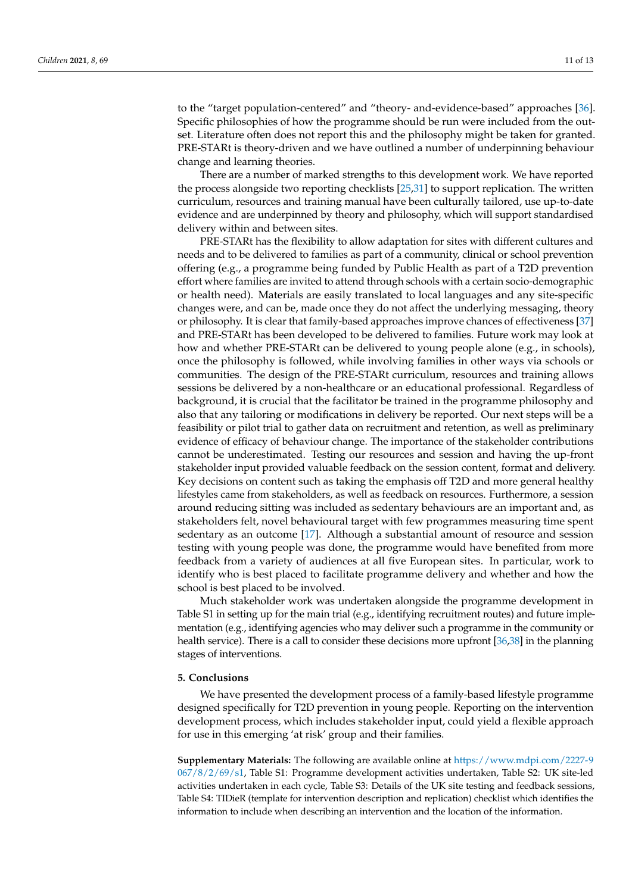to the "target population-centered" and "theory- and-evidence-based" approaches [36]. Specific philosophies of how the programme should be run were included from the outset. Literature often does not report this and the philosophy might be taken for granted. PRE-STARt is theory-driven and we have outlined a number of underpinning behaviour change and learning theories.

There are a number of marked strengths to this development work. We have reported the process alongside two reporting checklists [25,31] to support replication. The written curriculum, resources and training manual have been culturally tailored, use up-to-date evidence and are underpinned by theory and philosophy, which will support standardised delivery within and between sites.

PRE-STARt has the flexibility to allow adaptation for sites with different cultures and needs and to be delivered to families as part of a community, clinical or school prevention offering (e.g., a programme being funded by Public Health as part of a T2D prevention effort where families are invited to attend through schools with a certain socio-demographic or health need). Materials are easily translated to local languages and any site-specific changes were, and can be, made once they do not affect the underlying messaging, theory or philosophy. It is clear that family-based approaches improve chances of effectiveness [37] and PRE-STARt has been developed to be delivered to families. Future work may look at how and whether PRE-STARt can be delivered to young people alone (e.g., in schools), once the philosophy is followed, while involving families in other ways via schools or communities. The design of the PRE-STARt curriculum, resources and training allows sessions be delivered by a non-healthcare or an educational professional. Regardless of background, it is crucial that the facilitator be trained in the programme philosophy and also that any tailoring or modifications in delivery be reported. Our next steps will be a feasibility or pilot trial to gather data on recruitment and retention, as well as preliminary evidence of efficacy of behaviour change. The importance of the stakeholder contributions cannot be underestimated. Testing our resources and session and having the up-front stakeholder input provided valuable feedback on the session content, format and delivery. Key decisions on content such as taking the emphasis off T2D and more general healthy lifestyles came from stakeholders, as well as feedback on resources. Furthermore, a session around reducing sitting was included as sedentary behaviours are an important and, as stakeholders felt, novel behavioural target with few programmes measuring time spent sedentary as an outcome [17]. Although a substantial amount of resource and session testing with young people was done, the programme would have benefited from more feedback from a variety of audiences at all five European sites. In particular, work to identify who is best placed to facilitate programme delivery and whether and how the school is best placed to be involved.

Much stakeholder work was undertaken alongside the programme development in Table S1 in setting up for the main trial (e.g., identifying recruitment routes) and future implementation (e.g., identifying agencies who may deliver such a programme in the community or health service). There is a call to consider these decisions more upfront [36,38] in the planning stages of interventions.

## 5. Conclusions

We have presented the development process of a family-based lifestyle programme designed specifically for T2D prevention in young people. Reporting on the intervention development process, which includes stakeholder input, could yield a flexible approach for use in this emerging 'at risk' group and their families.

**Supplementary Materials:** The following are available online at https://www.mdpi.com/2227-9067/8/2/69/s1, Table S1: Programme development activities undertaken, Table S2: UK site-led activities undertaken in each cycle, Table S3: Details of the UK site testing and feedback sessions, Table S4: TIDieR (template for intervention description and replication) checklist which identifies the information to include when describing an intervention and the location of the information.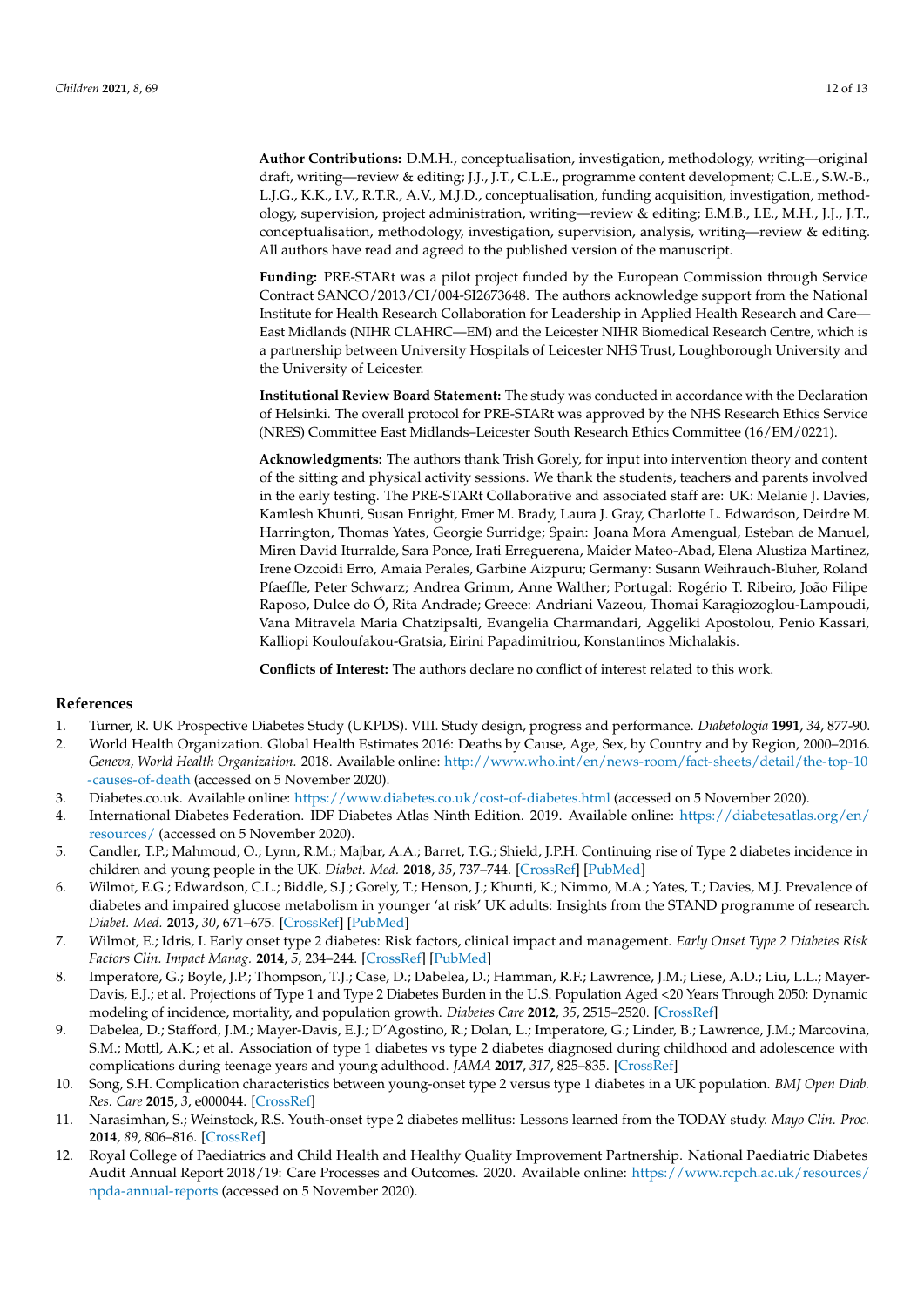**Author Contributions:** D.M.H., conceptualisation, investigation, methodology, writing—original draft, writing—review & editing; J.J., J.T., C.L.E., programme content development; C.L.E., S.W.-B., L.J.G., K.K., I.V., R.T.R., A.V., M.J.D., conceptualisation, funding acquisition, investigation, methodology, supervision, project administration, writing—review & editing; E.M.B., I.E., M.H., J.J., J.T., conceptualisation, methodology, investigation, supervision, analysis, writing—review & editing. All authors have read and agreed to the published version of the manuscript.

**Funding:** PRE-STARt was a pilot project funded by the European Commission through Service Contract SANCO/2013/CI/004-SI2673648. The authors acknowledge support from the National Institute for Health Research Collaboration for Leadership in Applied Health Research and Care—East Midlands (NIHR CLAHRC—EM) and the Leicester NIHR Biomedical Research Centre, which is a partnership between University Hospitals of Leicester NHS Trust, Loughborough University and the University of Leicester.

**Institutional Review Board Statement:** The study was conducted in accordance with the Declaration of Helsinki. The overall protocol for PRE-STARt was approved by the NHS Research Ethics Service (NRES) Committee East Midlands–Leicester South Research Ethics Committee (16/EM/0221).

**Acknowledgments:** The authors thank Trish Gorely, for input into intervention theory and content of the sitting and physical activity sessions. We thank the students, teachers and parents involved in the early testing. The PRE-STARt Collaborative and associated staff are: UK: Melanie J. Davies, Kamlesh Khunti, Susan Enright, Emer M. Brady, Laura J. Gray, Charlotte L. Edwardson, Deirdre M. Harrington, Thomas Yates, Georgie Surridge; Spain: Joana Mora Amengual, Esteban de Manuel, Miren David Iturralde, Sara Ponce, Irati Erreguerena, Maider Mateo-Abad, Elena Alustiza Martinez, Irene Ozcoidi Erro, Amaia Perales, Garbiñe Aizpuru; Germany: Susann Weihrauch-Bluher, Roland Pfaeffle, Peter Schwarz; Andrea Grimm, Anne Walther; Portugal: Rogério T. Ribeiro, João Filipe Raposo, Dulce do Ó, Rita Andrade; Greece: Andriani Vazeou, Thomai Karagiozoglou-Lampoudi, Vana Mitravela Maria Chatzipsalti, Evangelia Charmandari, Aggeliki Apostolou, Penio Kassari, Kalliopi Kouloufakou-Gratsia, Eirini Papadimitriou, Konstantinos Michalakis.

**Conflicts of Interest:** The authors declare no conflict of interest related to this work.

## References

1. Turner, R. UK Prospective Diabetes Study (UKPDS). VIII. Study design, progress and performance. *Diabetologia* **1991**, *34*, 877-90.
2. World Health Organization. Global Health Estimates 2016: Deaths by Cause, Age, Sex, by Country and by Region, 2000–2016. *Geneva, World Health Organization.* 2018. Available online: http://www.who.int/en/news-room/fact-sheets/detail/the-top-10-causes-of-death (accessed on 5 November 2020).
3. Diabetes.co.uk. Available online: https://www.diabetes.co.uk/cost-of-diabetes.html (accessed on 5 November 2020).
4. International Diabetes Federation. IDF Diabetes Atlas Ninth Edition. 2019. Available online: https://diabetesatlas.org/en/resources/ (accessed on 5 November 2020).
5. Candler, T.P.; Mahmoud, O.; Lynn, R.M.; Majbar, A.A.; Barret, T.G.; Shield, J.P.H. Continuing rise of Type 2 diabetes incidence in children and young people in the UK. *Diabet. Med.* **2018**, *35*, 737–744. [CrossRef] [PubMed]
6. Wilmot, E.G.; Edwardson, C.L.; Biddle, S.J.; Gorely, T.; Henson, J.; Khunti, K.; Nimmo, M.A.; Yates, T.; Davies, M.J. Prevalence of diabetes and impaired glucose metabolism in younger 'at risk' UK adults: Insights from the STAND programme of research. *Diabet. Med.* **2013**, *30*, 671–675. [CrossRef] [PubMed]
7. Wilmot, E.; Idris, I. Early onset type 2 diabetes: Risk factors, clinical impact and management. *Early Onset Type 2 Diabetes Risk Factors Clin. Impact Manag.* **2014**, *5*, 234–244. [CrossRef] [PubMed]
8. Imperatore, G.; Boyle, J.P.; Thompson, T.J.; Case, D.; Dabelea, D.; Hamman, R.F.; Lawrence, J.M.; Liese, A.D.; Liu, L.L.; Mayer-Davis, E.J.; et al. Projections of Type 1 and Type 2 Diabetes Burden in the U.S. Population Aged <20 Years Through 2050: Dynamic modeling of incidence, mortality, and population growth. *Diabetes Care* **2012**, *35*, 2515–2520. [CrossRef]
9. Dabelea, D.; Stafford, J.M.; Mayer-Davis, E.J.; D'Agostino, R.; Dolan, L.; Imperatore, G.; Linder, B.; Lawrence, J.M.; Marcovina, S.M.; Mottl, A.K.; et al. Association of type 1 diabetes vs type 2 diabetes diagnosed during childhood and adolescence with complications during teenage years and young adulthood. *JAMA* **2017**, *317*, 825–835. [CrossRef]
10. Song, S.H. Complication characteristics between young-onset type 2 versus type 1 diabetes in a UK population. *BMJ Open Diab. Res. Care* **2015**, *3*, e000044. [CrossRef]
11. Narasimhan, S.; Weinstock, R.S. Youth-onset type 2 diabetes mellitus: Lessons learned from the TODAY study. *Mayo Clin. Proc.* **2014**, *89*, 806–816. [CrossRef]
12. Royal College of Paediatrics and Child Health and Healthy Quality Improvement Partnership. National Paediatric Diabetes Audit Annual Report 2018/19: Care Processes and Outcomes. 2020. Available online: https://www.rcpch.ac.uk/resources/npda-annual-reports (accessed on 5 November 2020).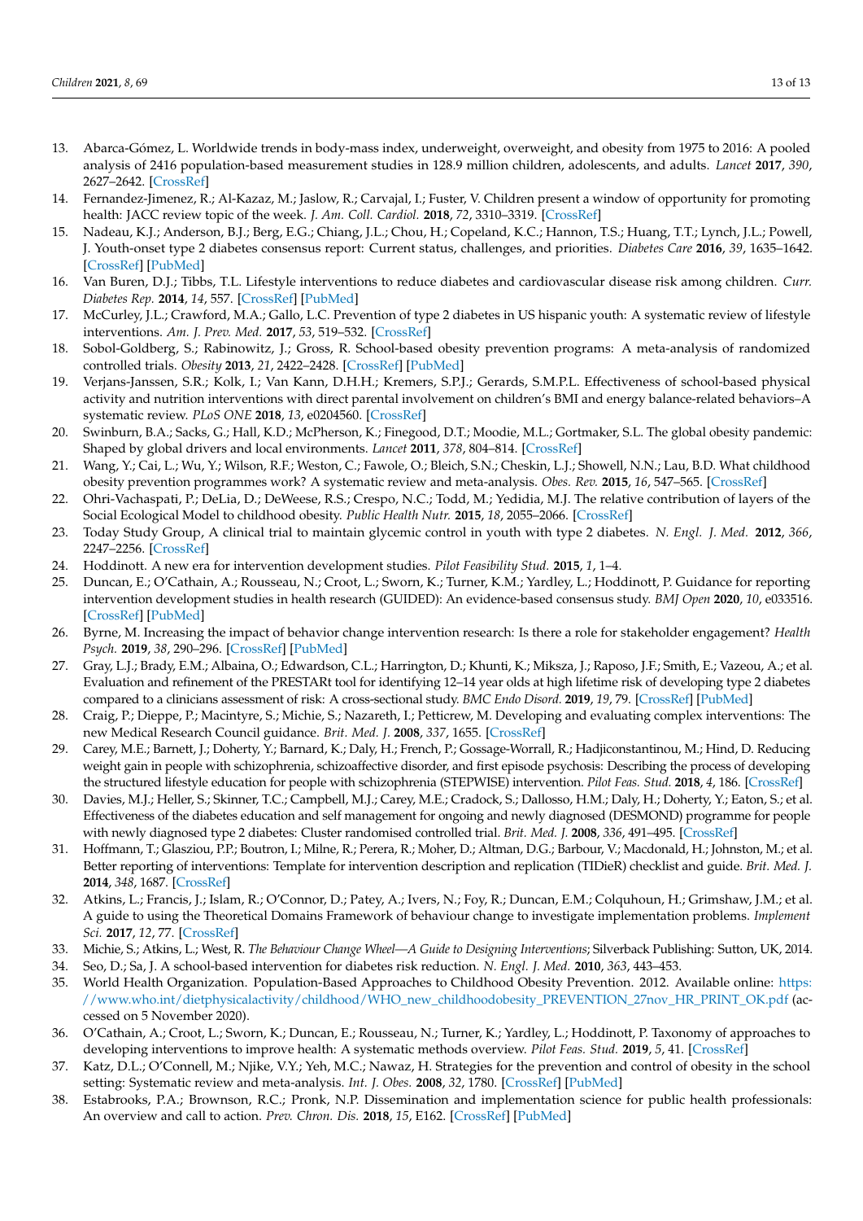13. Abarca-Gómez, L. Worldwide trends in body-mass index, underweight, overweight, and obesity from 1975 to 2016: A pooled analysis of 2416 population-based measurement studies in 128.9 million children, adolescents, and adults. *Lancet* **2017**, *390*, 2627–2642. [CrossRef]
14. Fernandez-Jimenez, R.; Al-Kazaz, M.; Jaslow, R.; Carvajal, I.; Fuster, V. Children present a window of opportunity for promoting health: JACC review topic of the week. *J. Am. Coll. Cardiol.* **2018**, *72*, 3310–3319. [CrossRef]
15. Nadeau, K.J.; Anderson, B.J.; Berg, E.G.; Chiang, J.L.; Chou, H.; Copeland, K.C.; Hannon, T.S.; Huang, T.T.; Lynch, J.L.; Powell, J. Youth-onset type 2 diabetes consensus report: Current status, challenges, and priorities. *Diabetes Care* **2016**, *39*, 1635–1642. [CrossRef] [PubMed]
16. Van Buren, D.J.; Tibbs, T.L. Lifestyle interventions to reduce diabetes and cardiovascular disease risk among children. *Curr. Diabetes Rep.* **2014**, *14*, 557. [CrossRef] [PubMed]
17. McCurley, J.L.; Crawford, M.A.; Gallo, L.C. Prevention of type 2 diabetes in US hispanic youth: A systematic review of lifestyle interventions. *Am. J. Prev. Med.* **2017**, *53*, 519–532. [CrossRef]
18. Sobol-Goldberg, S.; Rabinowitz, J.; Gross, R. School-based obesity prevention programs: A meta-analysis of randomized controlled trials. *Obesity* **2013**, *21*, 2422–2428. [CrossRef] [PubMed]
19. Verjans-Janssen, S.R.; Kolk, I.; Van Kann, D.H.H.; Kremers, S.P.J.; Gerards, S.M.P.L. Effectiveness of school-based physical activity and nutrition interventions with direct parental involvement on children's BMI and energy balance-related behaviors–A systematic review. *PLoS ONE* **2018**, *13*, e0204560. [CrossRef]
20. Swinburn, B.A.; Sacks, G.; Hall, K.D.; McPherson, K.; Finegood, D.T.; Moodie, M.L.; Gortmaker, S.L. The global obesity pandemic: Shaped by global drivers and local environments. *Lancet* **2011**, *378*, 804–814. [CrossRef]
21. Wang, Y.; Cai, L.; Wu, Y.; Wilson, R.F.; Weston, C.; Fawole, O.; Bleich, S.N.; Cheskin, L.J.; Showell, N.N.; Lau, B.D. What childhood obesity prevention programmes work? A systematic review and meta-analysis. *Obes. Rev.* **2015**, *16*, 547–565. [CrossRef]
22. Ohri-Vachaspati, P.; DeLia, D.; DeWeese, R.S.; Crespo, N.C.; Todd, M.; Yedidia, M.J. The relative contribution of layers of the Social Ecological Model to childhood obesity. *Public Health Nutr.* **2015**, *18*, 2055–2066. [CrossRef]
23. Today Study Group, A clinical trial to maintain glycemic control in youth with type 2 diabetes. *N. Engl. J. Med.* **2012**, *366*, 2247–2256. [CrossRef]
24. Hoddinott. A new era for intervention development studies. *Pilot Feasibility Stud.* **2015**, *1*, 1–4.
25. Duncan, E.; O'Cathain, A.; Rousseau, N.; Croot, L.; Sworn, K.; Turner, K.M.; Yardley, L.; Hoddinott, P. Guidance for reporting intervention development studies in health research (GUIDED): An evidence-based consensus study. *BMJ Open* **2020**, *10*, e033516. [CrossRef] [PubMed]
26. Byrne, M. Increasing the impact of behavior change intervention research: Is there a role for stakeholder engagement? *Health Psych.* **2019**, *38*, 290–296. [CrossRef] [PubMed]
27. Gray, L.J.; Brady, E.M.; Albaina, O.; Edwardson, C.L.; Harrington, D.; Khunti, K.; Miksza, J.; Raposo, J.F.; Smith, E.; Vazeou, A.; et al. Evaluation and refinement of the PRESTARt tool for identifying 12–14 year olds at high lifetime risk of developing type 2 diabetes compared to a clinicians assessment of risk: A cross-sectional study. *BMC Endo Disord.* **2019**, *19*, 79. [CrossRef] [PubMed]
28. Craig, P.; Dieppe, P.; Macintyre, S.; Michie, S.; Nazareth, I.; Petticrew, M. Developing and evaluating complex interventions: The new Medical Research Council guidance. *Brit. Med. J.* **2008**, *337*, 1655. [CrossRef]
29. Carey, M.E.; Barnett, J.; Doherty, Y.; Barnard, K.; Daly, H.; French, P.; Gossage-Worrall, R.; Hadjiconstantinou, M.; Hind, D. Reducing weight gain in people with schizophrenia, schizoaffective disorder, and first episode psychosis: Describing the process of developing the structured lifestyle education for people with schizophrenia (STEPWISE) intervention. *Pilot Feas. Stud.* **2018**, *4*, 186. [CrossRef]
30. Davies, M.J.; Heller, S.; Skinner, T.C.; Campbell, M.J.; Carey, M.E.; Cradock, S.; Dallosso, H.M.; Daly, H.; Doherty, Y.; Eaton, S.; et al. Effectiveness of the diabetes education and self management for ongoing and newly diagnosed (DESMOND) programme for people with newly diagnosed type 2 diabetes: Cluster randomised controlled trial. *Brit. Med. J.* **2008**, *336*, 491–495. [CrossRef]
31. Hoffmann, T.; Glasziou, P.P.; Boutron, I.; Milne, R.; Perera, R.; Moher, D.; Altman, D.G.; Barbour, V.; Macdonald, H.; Johnston, M.; et al. Better reporting of interventions: Template for intervention description and replication (TIDieR) checklist and guide. *Brit. Med. J.* **2014**, *348*, 1687. [CrossRef]
32. Atkins, L.; Francis, J.; Islam, R.; O'Connor, D.; Patey, A.; Ivers, N.; Foy, R.; Duncan, E.M.; Colquhoun, H.; Grimshaw, J.M.; et al. A guide to using the Theoretical Domains Framework of behaviour change to investigate implementation problems. *Implement Sci.* **2017**, *12*, 77. [CrossRef]
33. Michie, S.; Atkins, L.; West, R. *The Behaviour Change Wheel—A Guide to Designing Interventions*; Silverback Publishing: Sutton, UK, 2014.
34. Seo, D.; Sa, J. A school-based intervention for diabetes risk reduction. *N. Engl. J. Med.* **2010**, *363*, 443–453.
35. World Health Organization. Population-Based Approaches to Childhood Obesity Prevention. 2012. Available online: https://www.who.int/dietphysicalactivity/childhood/WHO_new_childhoodobesity_PREVENTION_27nov_HR_PRINT_OK.pdf (accessed on 5 November 2020).
36. O'Cathain, A.; Croot, L.; Sworn, K.; Duncan, E.; Rousseau, N.; Turner, K.; Yardley, L.; Hoddinott, P. Taxonomy of approaches to developing interventions to improve health: A systematic methods overview. *Pilot Feas. Stud.* **2019**, *5*, 41. [CrossRef]
37. Katz, D.L.; O'Connell, M.; Njike, V.Y.; Yeh, M.C.; Nawaz, H. Strategies for the prevention and control of obesity in the school setting: Systematic review and meta-analysis. *Int. J. Obes.* **2008**, *32*, 1780. [CrossRef] [PubMed]
38. Estabrooks, P.A.; Brownson, R.C.; Pronk, N.P. Dissemination and implementation science for public health professionals: An overview and call to action. *Prev. Chron. Dis.* **2018**, *15*, E162. [CrossRef] [PubMed]